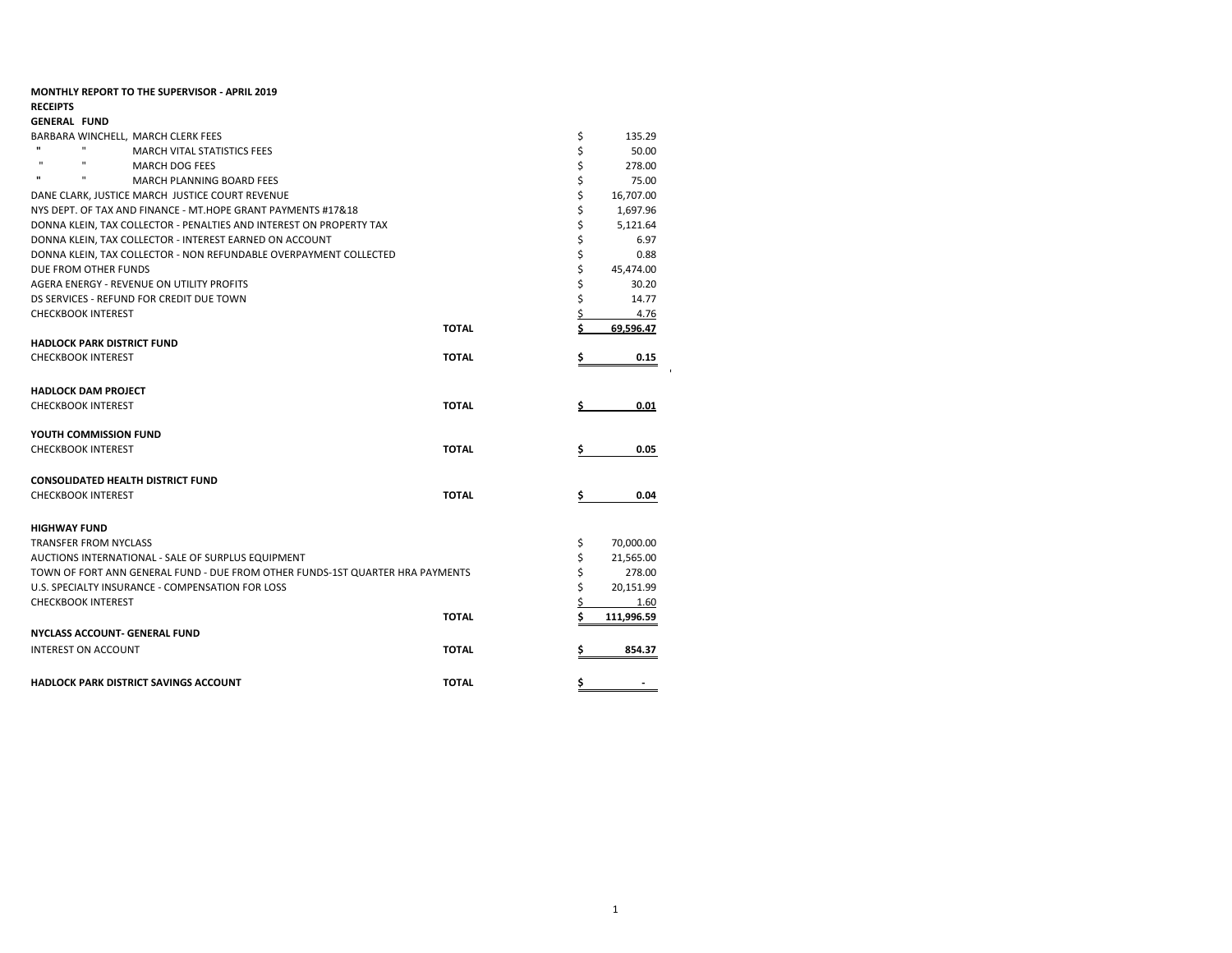**MONTHLY REPORT TO THE SUPERVISOR - APRIL 2019**

**RECEIPTS**

**GENERAL FUND**

| Description | | Amount |
|---|---|---|
| BARBARA WINCHELL, MARCH CLERK FEES | | $ 135.29 |
| " " MARCH VITAL STATISTICS FEES | | $ 50.00 |
| " " MARCH DOG FEES | | $ 278.00 |
| " " MARCH PLANNING BOARD FEES | | $ 75.00 |
| DANE CLARK, JUSTICE MARCH JUSTICE COURT REVENUE | | $ 16,707.00 |
| NYS DEPT. OF TAX AND FINANCE - MT.HOPE GRANT PAYMENTS #17&18 | | $ 1,697.96 |
| DONNA KLEIN, TAX COLLECTOR - PENALTIES AND INTEREST ON PROPERTY TAX | | $ 5,121.64 |
| DONNA KLEIN, TAX COLLECTOR - INTEREST EARNED ON ACCOUNT | | $ 6.97 |
| DONNA KLEIN, TAX COLLECTOR - NON REFUNDABLE OVERPAYMENT COLLECTED | | $ 0.88 |
| DUE FROM OTHER FUNDS | | $ 45,474.00 |
| AGERA ENERGY - REVENUE ON UTILITY PROFITS | | $ 30.20 |
| DS SERVICES - REFUND FOR CREDIT DUE TOWN | | $ 14.77 |
| CHECKBOOK INTEREST | | $ 4.76 |
| | **TOTAL** | **$ 69,596.47** |

**HADLOCK PARK DISTRICT FUND**

| Description | | Amount |
|---|---|---|
| CHECKBOOK INTEREST | **TOTAL** | **$ 0.15** |

**HADLOCK DAM PROJECT**

| Description | | Amount |
|---|---|---|
| CHECKBOOK INTEREST | **TOTAL** | **$ 0.01** |

**YOUTH COMMISSION FUND**

| Description | | Amount |
|---|---|---|
| CHECKBOOK INTEREST | **TOTAL** | **$ 0.05** |

**CONSOLIDATED HEALTH DISTRICT FUND**

| Description | | Amount |
|---|---|---|
| CHECKBOOK INTEREST | **TOTAL** | **$ 0.04** |

**HIGHWAY FUND**

| Description | | Amount |
|---|---|---|
| TRANSFER FROM NYCLASS | | $ 70,000.00 |
| AUCTIONS INTERNATIONAL - SALE OF SURPLUS EQUIPMENT | | $ 21,565.00 |
| TOWN OF FORT ANN GENERAL FUND - DUE FROM OTHER FUNDS-1ST QUARTER HRA PAYMENTS | | $ 278.00 |
| U.S. SPECIALTY INSURANCE - COMPENSATION FOR LOSS | | $ 20,151.99 |
| CHECKBOOK INTEREST | | $ 1.60 |
| | **TOTAL** | **$ 111,996.59** |

**NYCLASS ACCOUNT- GENERAL FUND**

| Description | | Amount |
|---|---|---|
| INTEREST ON ACCOUNT | **TOTAL** | **$ 854.37** |

| Description | | Amount |
|---|---|---|
| **HADLOCK PARK DISTRICT SAVINGS ACCOUNT** | **TOTAL** | **$ -** |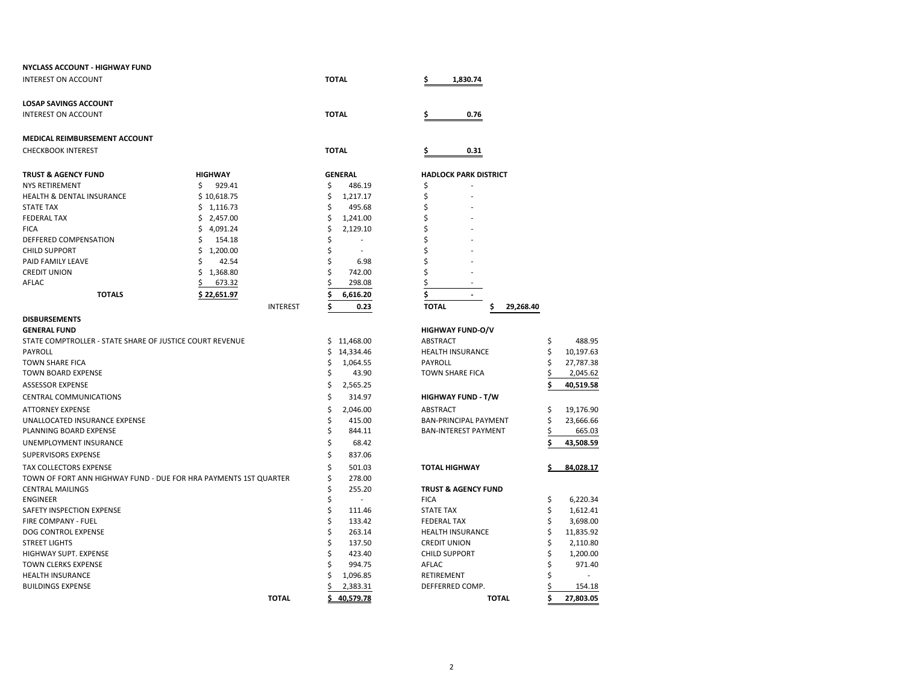**NYCLASS ACCOUNT - HIGHWAY FUND**

| | | |
|---|---|---|
| INTEREST ON ACCOUNT | TOTAL | $ 1,830.74 |

**LOSAP SAVINGS ACCOUNT**

| | | |
|---|---|---|
| INTEREST ON ACCOUNT | TOTAL | $ 0.76 |

**MEDICAL REIMBURSEMENT ACCOUNT**

| | | |
|---|---|---|
| CHECKBOOK INTEREST | TOTAL | $ 0.31 |

| TRUST & AGENCY FUND | HIGHWAY | | GENERAL | HADLOCK PARK DISTRICT |
|---|---|---|---|---|
| NYS RETIREMENT | $ 929.41 | | $ 486.19 | $ - |
| HEALTH & DENTAL INSURANCE | $ 10,618.75 | | $ 1,217.17 | $ - |
| STATE TAX | $ 1,116.73 | | $ 495.68 | $ - |
| FEDERAL TAX | $ 2,457.00 | | $ 1,241.00 | $ - |
| FICA | $ 4,091.24 | | $ 2,129.10 | $ - |
| DEFFERED COMPENSATION | $ 154.18 | | $ - | $ - |
| CHILD SUPPORT | $ 1,200.00 | | $ - | $ - |
| PAID FAMILY LEAVE | $ 42.54 | | $ 6.98 | $ - |
| CREDIT UNION | $ 1,368.80 | | $ 742.00 | $ - |
| AFLAC | $ 673.32 | | $ 298.08 | $ - |
| **TOTALS** | **$ 22,651.97** | | **$ 6,616.20** | **$ -** |
| | | INTEREST | **$ 0.23** | **TOTAL $ 29,268.40** |

**DISBURSEMENTS**

| GENERAL FUND | |
|---|---|
| STATE COMPTROLLER - STATE SHARE OF JUSTICE COURT REVENUE | $ 11,468.00 |
| PAYROLL | $ 14,334.46 |
| TOWN SHARE FICA | $ 1,064.55 |
| TOWN BOARD EXPENSE | $ 43.90 |
| ASSESSOR EXPENSE | $ 2,565.25 |
| CENTRAL COMMUNICATIONS | $ 314.97 |
| ATTORNEY EXPENSE | $ 2,046.00 |
| UNALLOCATED INSURANCE EXPENSE | $ 415.00 |
| PLANNING BOARD EXPENSE | $ 844.11 |
| UNEMPLOYMENT INSURANCE | $ 68.42 |
| SUPERVISORS EXPENSE | $ 837.06 |
| TAX COLLECTORS EXPENSE | $ 501.03 |
| TOWN OF FORT ANN HIGHWAY FUND - DUE FOR HRA PAYMENTS 1ST QUARTER | $ 278.00 |
| CENTRAL MAILINGS | $ 255.20 |
| ENGINEER | $ - |
| SAFETY INSPECTION EXPENSE | $ 111.46 |
| FIRE COMPANY - FUEL | $ 133.42 |
| DOG CONTROL EXPENSE | $ 263.14 |
| STREET LIGHTS | $ 137.50 |
| HIGHWAY SUPT. EXPENSE | $ 423.40 |
| TOWN CLERKS EXPENSE | $ 994.75 |
| HEALTH INSURANCE | $ 1,096.85 |
| BUILDINGS EXPENSE | $ 2,383.31 |
| **TOTAL** | **$ 40,579.78** |

| HIGHWAY FUND-O/V | |
|---|---|
| ABSTRACT | $ 488.95 |
| HEALTH INSURANCE | $ 10,197.63 |
| PAYROLL | $ 27,787.38 |
| TOWN SHARE FICA | $ 2,045.62 |
| | **$ 40,519.58** |

| HIGHWAY FUND - T/W | |
|---|---|
| ABSTRACT | $ 19,176.90 |
| BAN-PRINCIPAL PAYMENT | $ 23,666.66 |
| BAN-INTEREST PAYMENT | $ 665.03 |
| | **$ 43,508.59** |
| **TOTAL HIGHWAY** | **$ 84,028.17** |

| TRUST & AGENCY FUND | |
|---|---|
| FICA | $ 6,220.34 |
| STATE TAX | $ 1,612.41 |
| FEDERAL TAX | $ 3,698.00 |
| HEALTH INSURANCE | $ 11,835.92 |
| CREDIT UNION | $ 2,110.80 |
| CHILD SUPPORT | $ 1,200.00 |
| AFLAC | $ 971.40 |
| RETIREMENT | $ - |
| DEFFERRED COMP. | $ 154.18 |
| **TOTAL** | **$ 27,803.05** |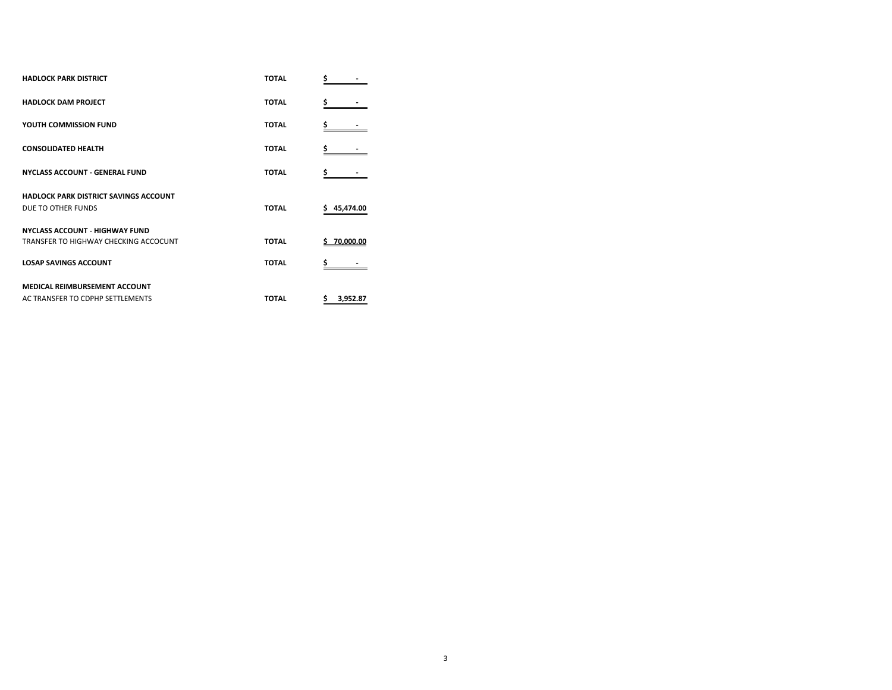| | | |
|---|---|---|
| **HADLOCK PARK DISTRICT** | **TOTAL** | **$ -** |
| **HADLOCK DAM PROJECT** | **TOTAL** | **$ -** |
| **YOUTH COMMISSION FUND** | **TOTAL** | **$ -** |
| **CONSOLIDATED HEALTH** | **TOTAL** | **$ -** |
| **NYCLASS ACCOUNT - GENERAL FUND** | **TOTAL** | **$ -** |
| **HADLOCK PARK DISTRICT SAVINGS ACCOUNT** | | |
| DUE TO OTHER FUNDS | **TOTAL** | **$ 45,474.00** |
| **NYCLASS ACCOUNT - HIGHWAY FUND** | | |
| TRANSFER TO HIGHWAY CHECKING ACCOCUNT | **TOTAL** | **$ 70,000.00** |
| **LOSAP SAVINGS ACCOUNT** | **TOTAL** | **$ -** |
| **MEDICAL REIMBURSEMENT ACCOUNT** | | |
| AC TRANSFER TO CDPHP SETTLEMENTS | **TOTAL** | **$ 3,952.87** |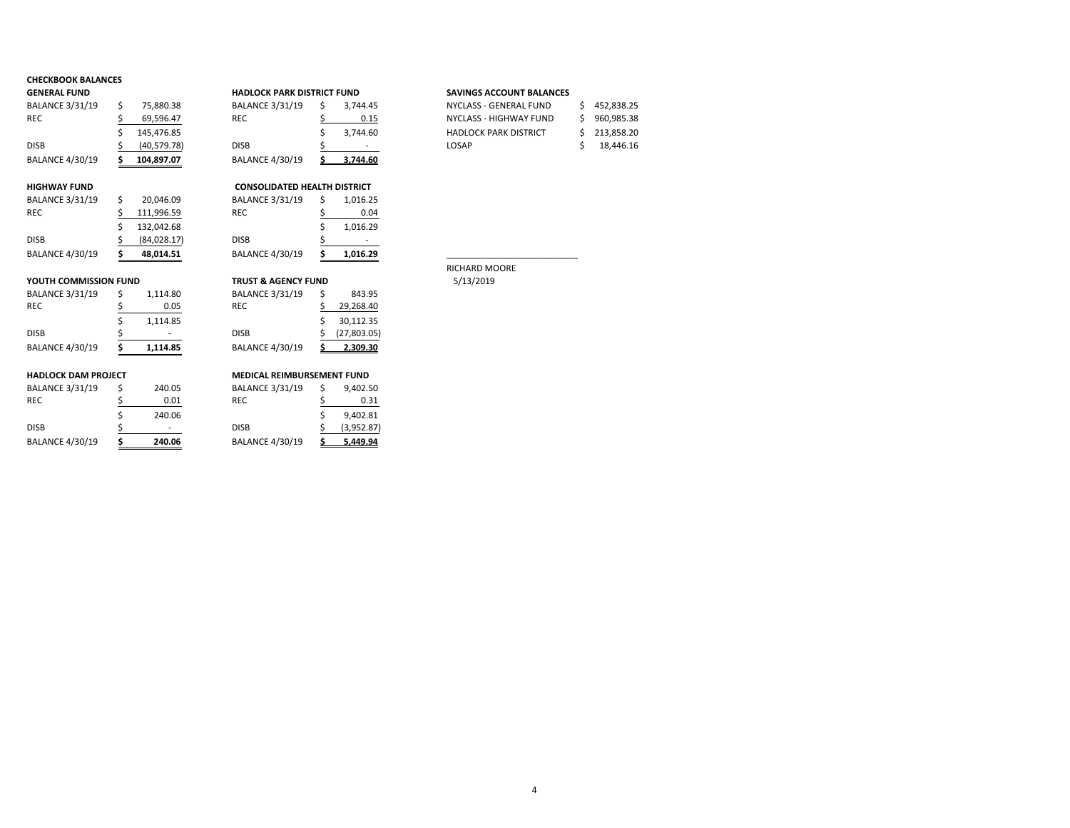**CHECKBOOK BALANCES**

**GENERAL FUND**

| | | |
|---|---|---|
| BALANCE 3/31/19 | $ | 75,880.38 |
| REC | $ | 69,596.47 |
| | $ | 145,476.85 |
| DISB | $ | (40,579.78) |
| BALANCE 4/30/19 | **$** | **104,897.07** |

**HIGHWAY FUND**

| | | |
|---|---|---|
| BALANCE 3/31/19 | $ | 20,046.09 |
| REC | $ | 111,996.59 |
| | $ | 132,042.68 |
| DISB | $ | (84,028.17) |
| BALANCE 4/30/19 | **$** | **48,014.51** |

**YOUTH COMMISSION FUND**

| | | |
|---|---|---|
| BALANCE 3/31/19 | $ | 1,114.80 |
| REC | $ | 0.05 |
| | $ | 1,114.85 |
| DISB | $ | - |
| BALANCE 4/30/19 | **$** | **1,114.85** |

**HADLOCK DAM PROJECT**

| | | |
|---|---|---|
| BALANCE 3/31/19 | $ | 240.05 |
| REC | $ | 0.01 |
| | $ | 240.06 |
| DISB | $ | - |
| BALANCE 4/30/19 | **$** | **240.06** |

**HADLOCK PARK DISTRICT FUND**

| | | |
|---|---|---|
| BALANCE 3/31/19 | $ | 3,744.45 |
| REC | $ | 0.15 |
| | $ | 3,744.60 |
| DISB | $ | - |
| BALANCE 4/30/19 | **$** | **3,744.60** |

**CONSOLIDATED HEALTH DISTRICT**

| | | |
|---|---|---|
| BALANCE 3/31/19 | $ | 1,016.25 |
| REC | $ | 0.04 |
| | $ | 1,016.29 |
| DISB | $ | - |
| BALANCE 4/30/19 | **$** | **1,016.29** |

**TRUST & AGENCY FUND**

| | | |
|---|---|---|
| BALANCE 3/31/19 | $ | 843.95 |
| REC | $ | 29,268.40 |
| | $ | 30,112.35 |
| DISB | $ | (27,803.05) |
| BALANCE 4/30/19 | **$** | **2,309.30** |

**MEDICAL REIMBURSEMENT FUND**

| | | |
|---|---|---|
| BALANCE 3/31/19 | $ | 9,402.50 |
| REC | $ | 0.31 |
| | $ | 9,402.81 |
| DISB | $ | (3,952.87) |
| BALANCE 4/30/19 | **$** | **5,449.94** |

**SAVINGS ACCOUNT BALANCES**

| | | |
|---|---|---|
| NYCLASS - GENERAL FUND | $ | 452,838.25 |
| NYCLASS - HIGHWAY FUND | $ | 960,985.38 |
| HADLOCK PARK DISTRICT | $ | 213,858.20 |
| LOSAP | $ | 18,446.16 |

___________________________

RICHARD MOORE

5/13/2019